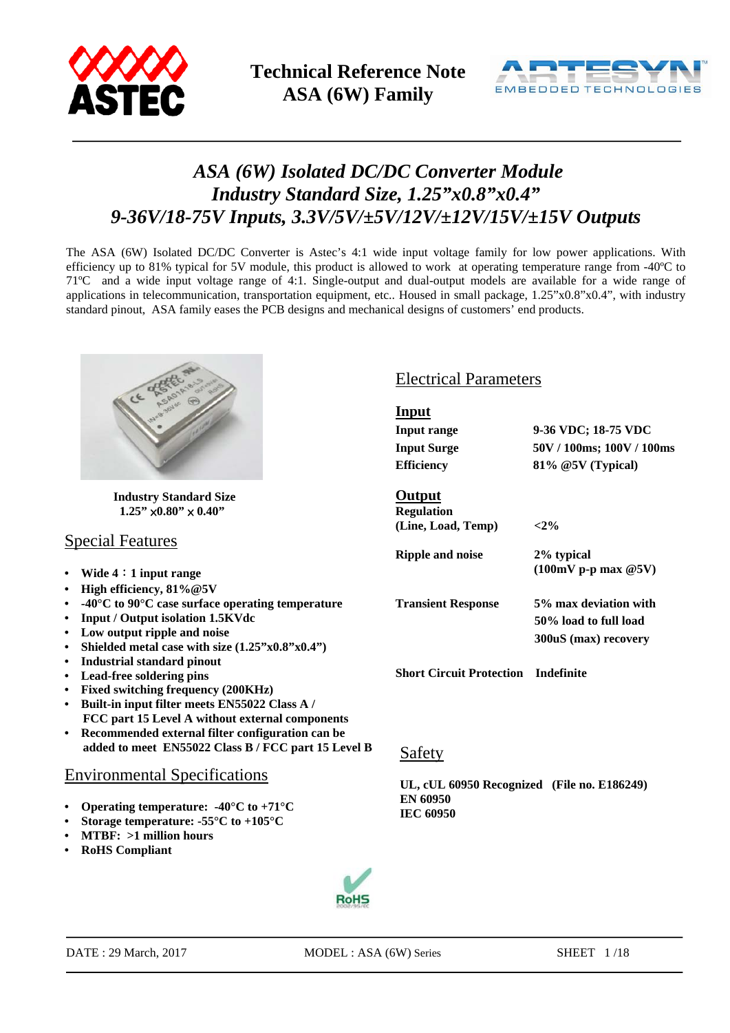# ASA (6W) Isolated DC/DC Converter Module
## Industry Standard Size, 1.25"x0.8"x0.4"
## 9-36V/18-75V Inputs, 3.3V/5V/±5V/12V/±12V/15V/±15V Outputs

The ASA (6W) Isolated DC/DC Converter is Astec's 4:1 wide input voltage family for low power applications. With efficiency up to 81% typical for 5V module, this product is allowed to work at operating temperature range from -40ºC to 71ºC and a wide input voltage range of 4:1. Single-output and dual-output models are available for a wide range of applications in telecommunication, transportation equipment, etc.. Housed in small package, 1.25"x0.8"x0.4", with industry standard pinout, ASA family eases the PCB designs and mechanical designs of customers' end products.

**Industry Standard Size**
**1.25" × 0.80" × 0.40"**

## Special Features

- **Wide 4：1 input range**
- **High efficiency, 81%@5V**
- **-40°C to 90°C case surface operating temperature**
- **Input / Output isolation 1.5KVdc**
- **Low output ripple and noise**
- **Shielded metal case with size (1.25"x0.8"x0.4")**
- **Industrial standard pinout**
- **Lead-free soldering pins**
- **Fixed switching frequency (200KHz)**
- **Built-in input filter meets EN55022 Class A / FCC part 15 Level A without external components**
- **Recommended external filter configuration can be added to meet EN55022 Class B / FCC part 15 Level B**

## Environmental Specifications

- **Operating temperature: -40°C to +71°C**
- **Storage temperature: -55°C to +105°C**
- **MTBF: >1 million hours**
- **RoHS Compliant**

## Electrical Parameters

### Input

| | |
|---|---|
| **Input range** | **9-36 VDC; 18-75 VDC** |
| **Input Surge** | **50V / 100ms; 100V / 100ms** |
| **Efficiency** | **81% @5V (Typical)** |

### Output

| | |
|---|---|
| **Regulation (Line, Load, Temp)** | **<2%** |
| **Ripple and noise** | **2% typical (100mV p-p max @5V)** |
| **Transient Response** | **5% max deviation with 50% load to full load 300uS (max) recovery** |
| **Short Circuit Protection** | **Indefinite** |

## Safety

**UL, cUL 60950 Recognized (File no. E186249)**
**EN 60950**
**IEC 60950**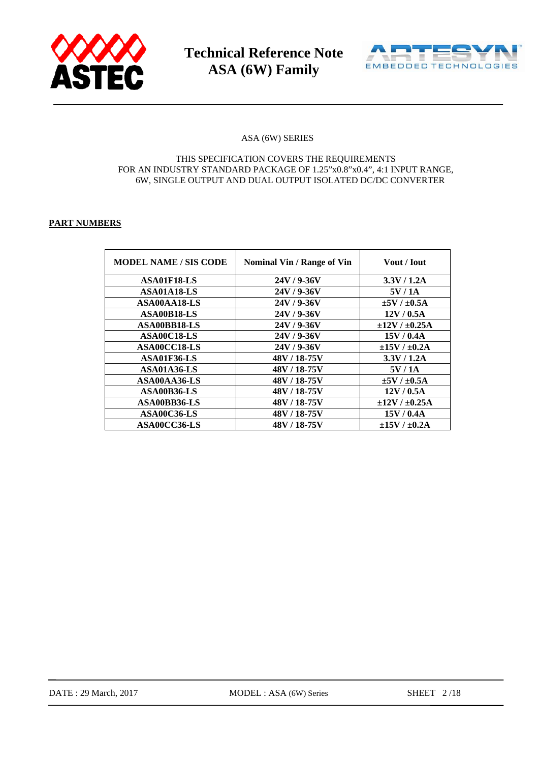ASA (6W) SERIES

THIS SPECIFICATION COVERS THE REQUIREMENTS
FOR AN INDUSTRY STANDARD PACKAGE OF 1.25”x0.8”x0.4”, 4:1 INPUT RANGE,
6W, SINGLE OUTPUT AND DUAL OUTPUT ISOLATED DC/DC CONVERTER

**PART NUMBERS**

| MODEL NAME / SIS CODE | Nominal Vin / Range of Vin | Vout / Iout |
|---|---|---|
| ASA01F18-LS | 24V / 9-36V | 3.3V / 1.2A |
| ASA01A18-LS | 24V / 9-36V | 5V / 1A |
| ASA00AA18-LS | 24V / 9-36V | ±5V / ±0.5A |
| ASA00B18-LS | 24V / 9-36V | 12V / 0.5A |
| ASA00BB18-LS | 24V / 9-36V | ±12V / ±0.25A |
| ASA00C18-LS | 24V / 9-36V | 15V / 0.4A |
| ASA00CC18-LS | 24V / 9-36V | ±15V / ±0.2A |
| ASA01F36-LS | 48V / 18-75V | 3.3V / 1.2A |
| ASA01A36-LS | 48V / 18-75V | 5V / 1A |
| ASA00AA36-LS | 48V / 18-75V | ±5V / ±0.5A |
| ASA00B36-LS | 48V / 18-75V | 12V / 0.5A |
| ASA00BB36-LS | 48V / 18-75V | ±12V / ±0.25A |
| ASA00C36-LS | 48V / 18-75V | 15V / 0.4A |
| ASA00CC36-LS | 48V / 18-75V | ±15V / ±0.2A |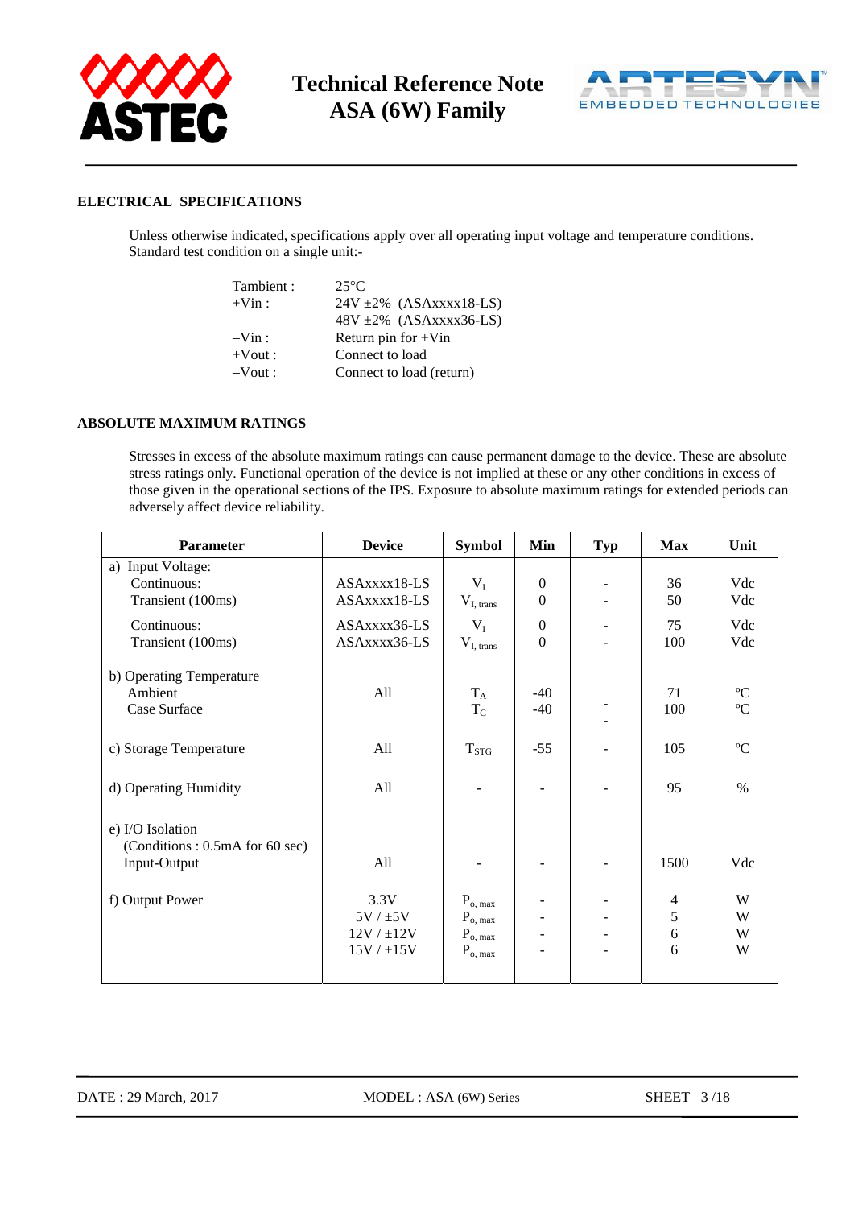## ELECTRICAL SPECIFICATIONS

Unless otherwise indicated, specifications apply over all operating input voltage and temperature conditions. Standard test condition on a single unit:-

| | |
|---|---|
| Tambient : | 25°C |
| +Vin : | 24V ±2% (ASAxxxx18-LS) |
| | 48V ±2% (ASAxxxx36-LS) |
| –Vin : | Return pin for +Vin |
| +Vout : | Connect to load |
| –Vout : | Connect to load (return) |

## ABSOLUTE MAXIMUM RATINGS

Stresses in excess of the absolute maximum ratings can cause permanent damage to the device. These are absolute stress ratings only. Functional operation of the device is not implied at these or any other conditions in excess of those given in the operational sections of the IPS. Exposure to absolute maximum ratings for extended periods can adversely affect device reliability.

| Parameter | Device | Symbol | Min | Typ | Max | Unit |
|---|---|---|---|---|---|---|
| a) Input Voltage: | | | | | | |
| Continuous: | ASAxxxx18-LS | $V_I$ | 0 | - | 36 | Vdc |
| Transient (100ms) | ASAxxxx18-LS | $V_{I,\ trans}$ | 0 | - | 50 | Vdc |
| Continuous: | ASAxxxx36-LS | $V_I$ | 0 | - | 75 | Vdc |
| Transient (100ms) | ASAxxxx36-LS | $V_{I,\ trans}$ | 0 | - | 100 | Vdc |
| b) Operating Temperature | | | | | | |
| Ambient | All | $T_A$ | -40 | - | 71 | ºC |
| Case Surface | | $T_C$ | -40 | - | 100 | ºC |
| c) Storage Temperature | All | $T_{STG}$ | -55 | - | 105 | ºC |
| d) Operating Humidity | All | - | - | - | 95 | % |
| e) I/O Isolation (Conditions : 0.5mA for 60 sec) Input-Output | All | - | - | - | 1500 | Vdc |
| f) Output Power | 3.3V | $P_{o,\ max}$ | - | - | 4 | W |
| | 5V / ±5V | $P_{o,\ max}$ | - | - | 5 | W |
| | 12V / ±12V | $P_{o,\ max}$ | - | - | 6 | W |
| | 15V / ±15V | $P_{o,\ max}$ | - | - | 6 | W |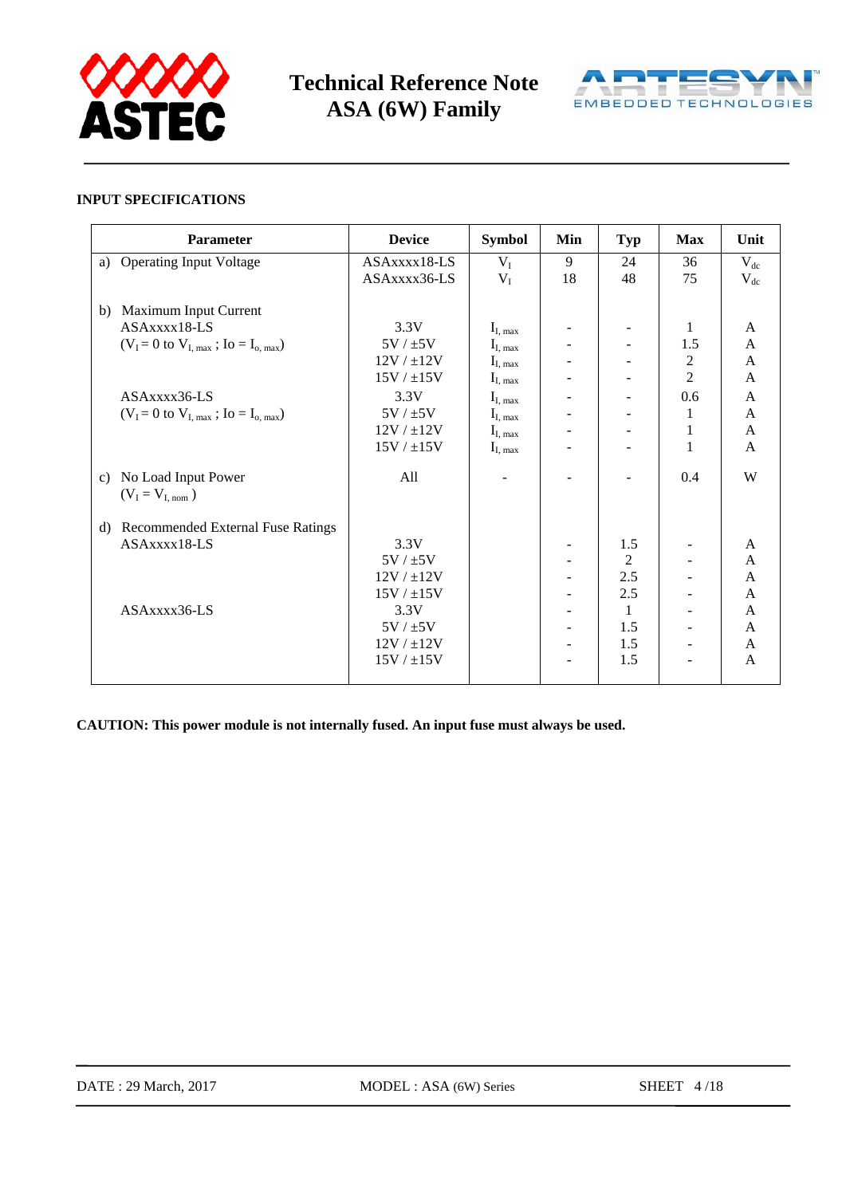**INPUT SPECIFICATIONS**

| Parameter | Device | Symbol | Min | Typ | Max | Unit |
|---|---|---|---|---|---|---|
| a) Operating Input Voltage | ASAxxxx18-LS | $V_I$ | 9 | 24 | 36 | $V_{dc}$ |
| | ASAxxxx36-LS | $V_I$ | 18 | 48 | 75 | $V_{dc}$ |
| b) Maximum Input Current | | | | | | |
| ASAxxxx18-LS | 3.3V | $I_{I,\ max}$ | - | - | 1 | A |
| ($V_I$ = 0 to $V_{I,\ max}$ ; Io = $I_{o,\ max}$) | 5V / ±5V | $I_{I,\ max}$ | - | - | 1.5 | A |
| | 12V / ±12V | $I_{I,\ max}$ | - | - | 2 | A |
| | 15V / ±15V | $I_{I,\ max}$ | - | - | 2 | A |
| ASAxxxx36-LS | 3.3V | $I_{I,\ max}$ | - | - | 0.6 | A |
| ($V_I$ = 0 to $V_{I,\ max}$ ; Io = $I_{o,\ max}$) | 5V / ±5V | $I_{I,\ max}$ | - | - | 1 | A |
| | 12V / ±12V | $I_{I,\ max}$ | - | - | 1 | A |
| | 15V / ±15V | $I_{I,\ max}$ | - | - | 1 | A |
| c) No Load Input Power ($V_I$ = $V_{I,\ nom}$ ) | All | - | - | - | 0.4 | W |
| d) Recommended External Fuse Ratings | | | | | | |
| ASAxxxx18-LS | 3.3V | | - | 1.5 | - | A |
| | 5V / ±5V | | - | 2 | - | A |
| | 12V / ±12V | | - | 2.5 | - | A |
| | 15V / ±15V | | - | 2.5 | - | A |
| ASAxxxx36-LS | 3.3V | | - | 1 | - | A |
| | 5V / ±5V | | - | 1.5 | - | A |
| | 12V / ±12V | | - | 1.5 | - | A |
| | 15V / ±15V | | - | 1.5 | - | A |

**CAUTION: This power module is not internally fused. An input fuse must always be used.**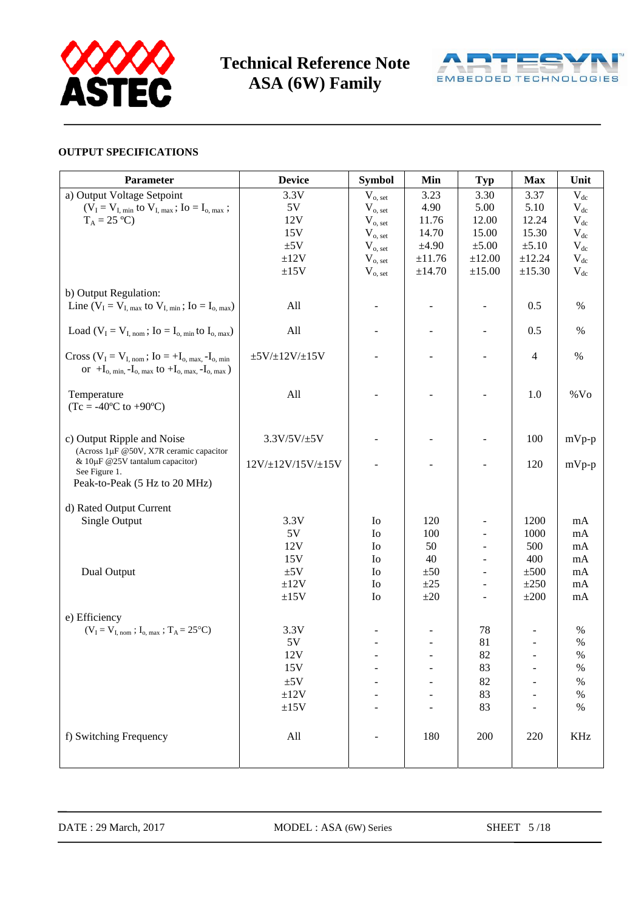## OUTPUT SPECIFICATIONS

| Parameter | Device | Symbol | Min | Typ | Max | Unit |
|---|---|---|---|---|---|---|
| a) Output Voltage Setpoint ($V_I = V_{I,\,min}$ to $V_{I,\,max}$ ; $Io = I_{o,\,max}$ ; $T_A$ = 25 ºC) | 3.3V | $V_{o,\,set}$ | 3.23 | 3.30 | 3.37 | $V_{dc}$ |
| | 5V | $V_{o,\,set}$ | 4.90 | 5.00 | 5.10 | $V_{dc}$ |
| | 12V | $V_{o,\,set}$ | 11.76 | 12.00 | 12.24 | $V_{dc}$ |
| | 15V | $V_{o,\,set}$ | 14.70 | 15.00 | 15.30 | $V_{dc}$ |
| | ±5V | $V_{o,\,set}$ | ±4.90 | ±5.00 | ±5.10 | $V_{dc}$ |
| | ±12V | $V_{o,\,set}$ | ±11.76 | ±12.00 | ±12.24 | $V_{dc}$ |
| | ±15V | $V_{o,\,set}$ | ±14.70 | ±15.00 | ±15.30 | $V_{dc}$ |
| b) Output Regulation: | | | | | | |
| Line ($V_I = V_{I,\,max}$ to $V_{I,\,min}$ ; $Io = I_{o,\,max}$) | All | - | - | - | 0.5 | % |
| Load ($V_I = V_{I,\,nom}$ ; $Io = I_{o,\,min}$ to $I_{o,\,max}$) | All | - | - | - | 0.5 | % |
| Cross ($V_I = V_{I,\,nom}$ ; $Io = +I_{o,\,max}, -I_{o,\,min}$ or $+I_{o,\,min}, -I_{o,\,max}$ to $+I_{o,\,max}, -I_{o,\,max}$ ) | ±5V/±12V/±15V | - | - | - | 4 | % |
| Temperature (Tc = -40ºC to +90ºC) | All | - | - | - | 1.0 | %Vo |
| c) Output Ripple and Noise (Across 1µF @50V, X7R ceramic capacitor & 10µF @25V tantalum capacitor) See Figure 1. Peak-to-Peak (5 Hz to 20 MHz) | 3.3V/5V/±5V | - | - | - | 100 | mVp-p |
| | 12V/±12V/15V/±15V | - | - | - | 120 | mVp-p |
| d) Rated Output Current | | | | | | |
| Single Output | 3.3V | Io | 120 | - | 1200 | mA |
| | 5V | Io | 100 | - | 1000 | mA |
| | 12V | Io | 50 | - | 500 | mA |
| | 15V | Io | 40 | - | 400 | mA |
| Dual Output | ±5V | Io | ±50 | - | ±500 | mA |
| | ±12V | Io | ±25 | - | ±250 | mA |
| | ±15V | Io | ±20 | - | ±200 | mA |
| e) Efficiency ($V_I = V_{I,\,nom}$ ; $I_{o,\,max}$ ; $T_A$ = 25°C) | 3.3V | - | - | 78 | - | % |
| | 5V | - | - | 81 | - | % |
| | 12V | - | - | 82 | - | % |
| | 15V | - | - | 83 | - | % |
| | ±5V | - | - | 82 | - | % |
| | ±12V | - | - | 83 | - | % |
| | ±15V | - | - | 83 | - | % |
| f) Switching Frequency | All | - | 180 | 200 | 220 | KHz |

DATE : 29 March, 2017 MODEL : ASA (6W) Series SHEET 5 /18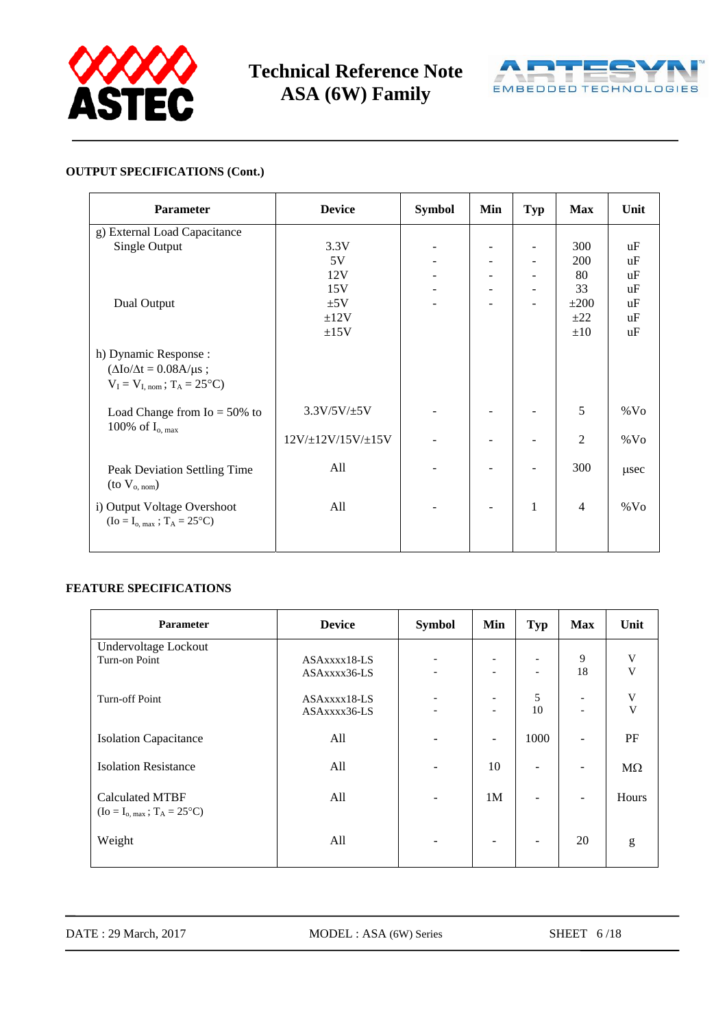## OUTPUT SPECIFICATIONS (Cont.)

| Parameter | Device | Symbol | Min | Typ | Max | Unit |
|---|---|---|---|---|---|---|
| g) External Load Capacitance | | | | | | |
| Single Output | 3.3V | - | - | - | 300 | uF |
| | 5V | - | - | - | 200 | uF |
| | 12V | - | - | - | 80 | uF |
| | 15V | - | - | - | 33 | uF |
| Dual Output | ±5V | - | - | - | ±200 | uF |
| | ±12V | | | | ±22 | uF |
| | ±15V | | | | ±10 | uF |
| h) Dynamic Response : ($\Delta Io/\Delta t$ = 0.08A/µs ; $V_I = V_{I,\,nom}$ ; $T_A$ = 25°C) | | | | | | |
| Load Change from Io = 50% to 100% of $I_{o,\,max}$ | 3.3V/5V/±5V | - | - | - | 5 | %Vo |
| | 12V/±12V/15V/±15V | - | - | - | 2 | %Vo |
| Peak Deviation Settling Time (to $V_{o,\,nom}$) | All | - | - | - | 300 | µsec |
| i) Output Voltage Overshoot ($Io = I_{o,\,max}$ ; $T_A$ = 25°C) | All | - | - | 1 | 4 | %Vo |

## FEATURE SPECIFICATIONS

| Parameter | Device | Symbol | Min | Typ | Max | Unit |
|---|---|---|---|---|---|---|
| Undervoltage Lockout Turn-on Point | ASAxxxx18-LS | - | - | - | 9 | V |
| | ASAxxxx36-LS | - | - | - | 18 | V |
| Turn-off Point | ASAxxxx18-LS | - | - | 5 | - | V |
| | ASAxxxx36-LS | - | - | 10 | - | V |
| Isolation Capacitance | All | - | - | 1000 | - | PF |
| Isolation Resistance | All | - | 10 | - | - | MΩ |
| Calculated MTBF ($Io = I_{o,\,max}$ ; $T_A$ = 25°C) | All | - | 1M | - | - | Hours |
| Weight | All | - | - | - | 20 | g |

DATE : 29 March, 2017 MODEL : ASA (6W) Series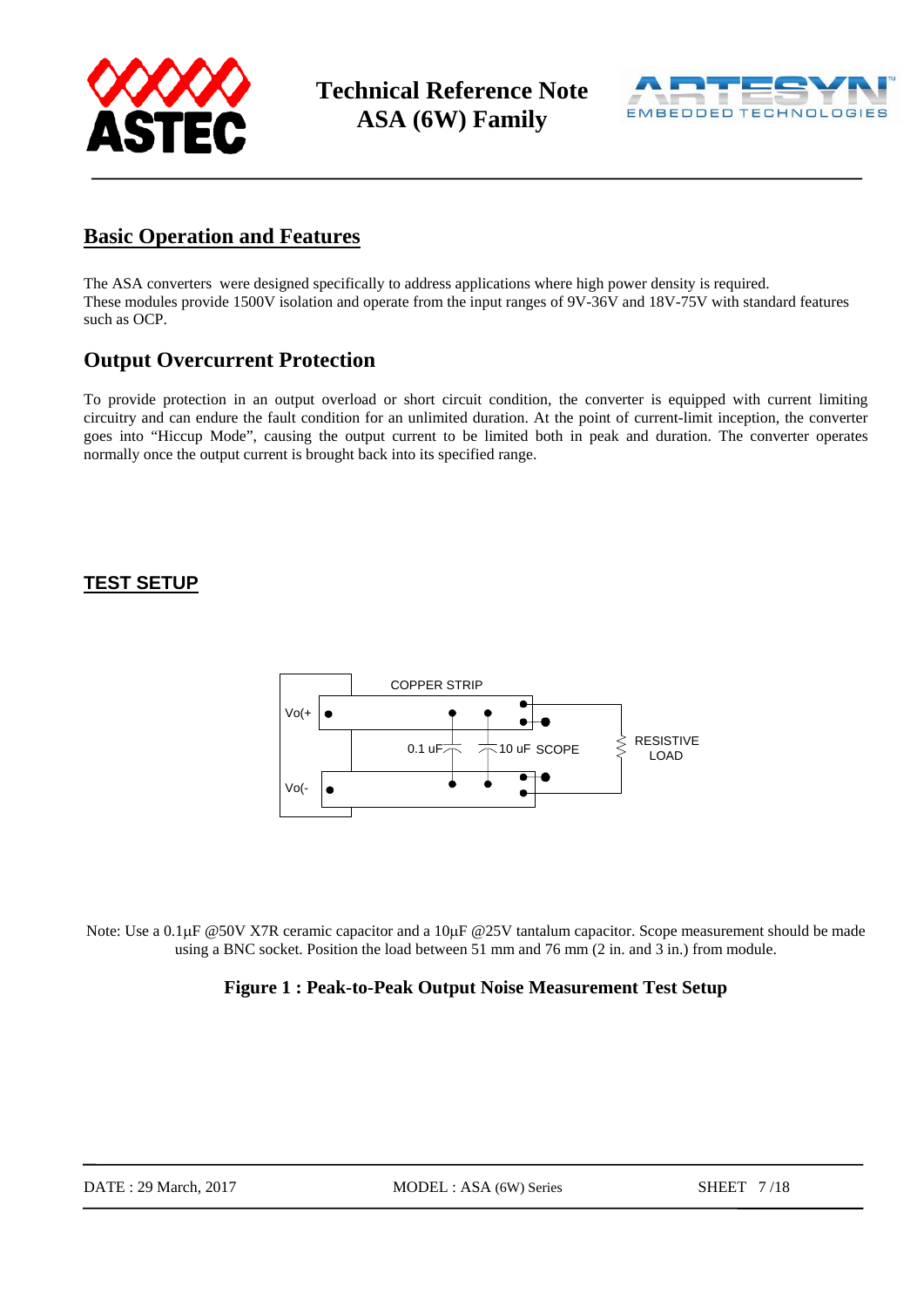## Basic Operation and Features

The ASA converters were designed specifically to address applications where high power density is required. These modules provide 1500V isolation and operate from the input ranges of 9V-36V and 18V-75V with standard features such as OCP.

## Output Overcurrent Protection

To provide protection in an output overload or short circuit condition, the converter is equipped with current limiting circuitry and can endure the fault condition for an unlimited duration. At the point of current-limit inception, the converter goes into “Hiccup Mode”, causing the output current to be limited both in peak and duration. The converter operates normally once the output current is brought back into its specified range.

## TEST SETUP

COPPER STRIP

Vo(+

Vo(-

0.1 uF

10 uF

SCOPE

RESISTIVE LOAD

Note: Use a 0.1μF @50V X7R ceramic capacitor and a 10μF @25V tantalum capacitor. Scope measurement should be made using a BNC socket. Position the load between 51 mm and 76 mm (2 in. and 3 in.) from module.

**Figure 1 : Peak-to-Peak Output Noise Measurement Test Setup**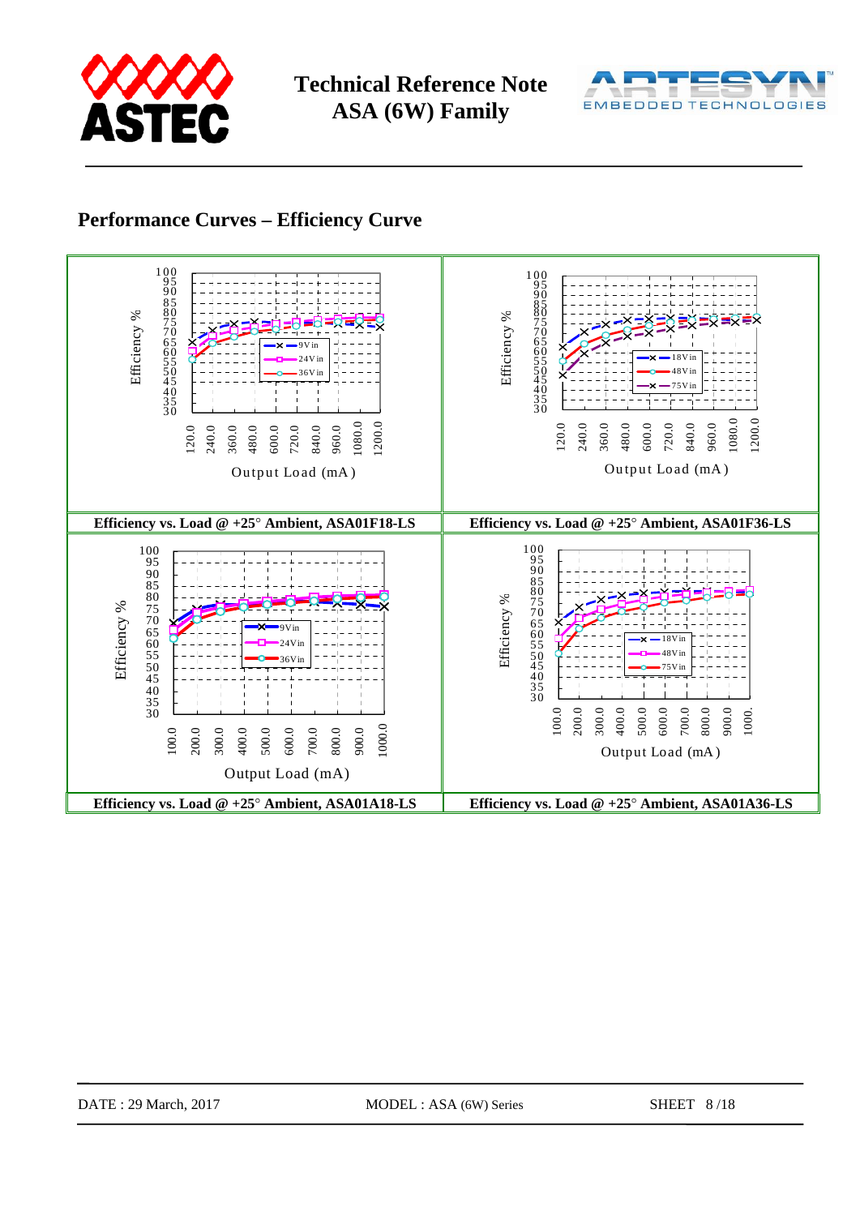## Performance Curves – Efficiency Curve

**Efficiency vs. Load @ +25° Ambient, ASA01F18-LS**

**Efficiency vs. Load @ +25° Ambient, ASA01F36-LS**

**Efficiency vs. Load @ +25° Ambient, ASA01A18-LS**

**Efficiency vs. Load @ +25° Ambient, ASA01A36-LS**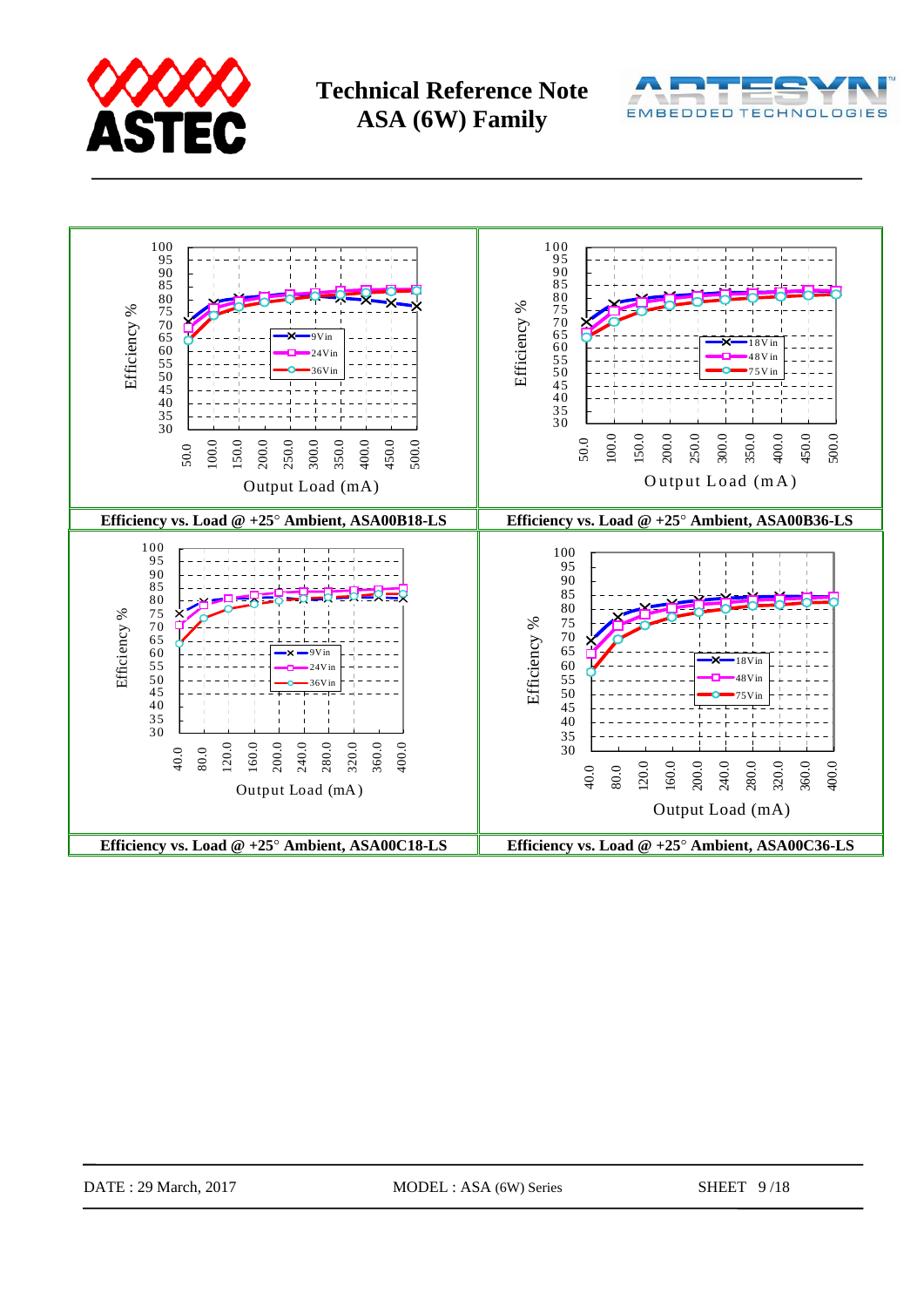Efficiency vs. Load @ +25° Ambient, ASA00B18-LS

Efficiency vs. Load @ +25° Ambient, ASA00B36-LS

Efficiency vs. Load @ +25° Ambient, ASA00C18-LS

Efficiency vs. Load @ +25° Ambient, ASA00C36-LS

DATE : 29 March, 2017 MODEL : ASA (6W) Series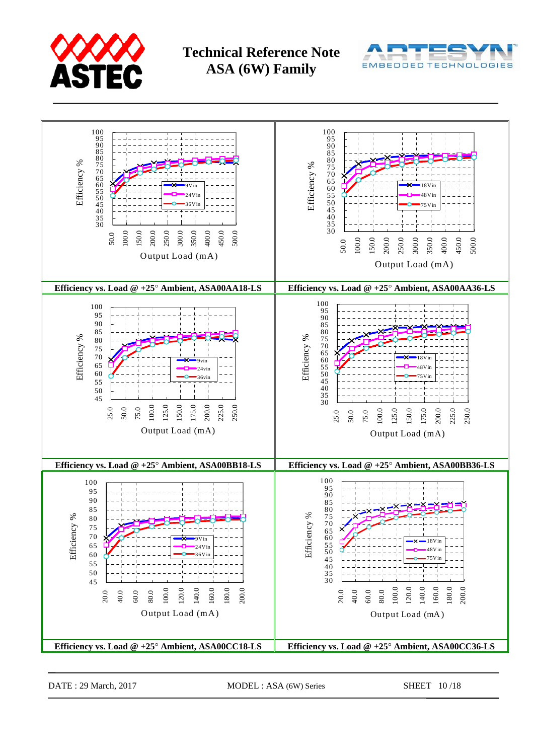| | |
|---|---|
| Efficiency vs. Load @ +25° Ambient, ASA00AA18-LS | Efficiency vs. Load @ +25° Ambient, ASA00AA36-LS |
| Efficiency vs. Load @ +25° Ambient, ASA00BB18-LS | Efficiency vs. Load @ +25° Ambient, ASA00BB36-LS |
| Efficiency vs. Load @ +25° Ambient, ASA00CC18-LS | Efficiency vs. Load @ +25° Ambient, ASA00CC36-LS |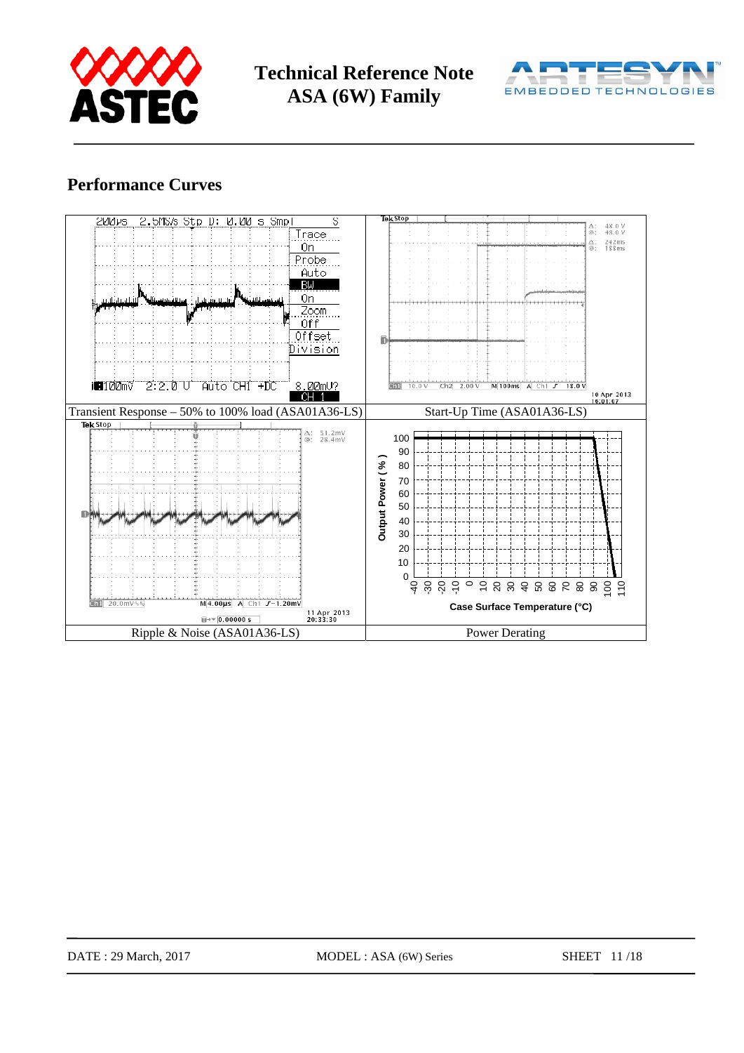## Performance Curves

| Transient Response – 50% to 100% load (ASA01A36-LS) | Start-Up Time (ASA01A36-LS) |
|---|---|
| Ripple & Noise (ASA01A36-LS) | Power Derating |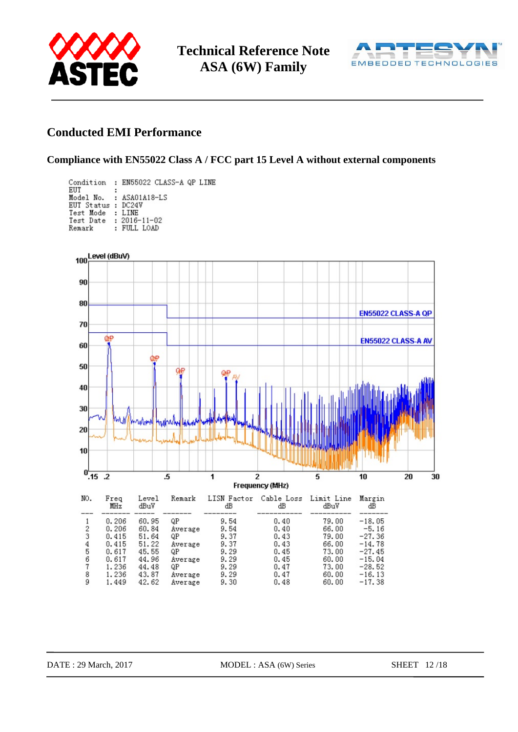## Conducted EMI Performance

### Compliance with EN55022 Class A / FCC part 15 Level A without external components

```
Condition  : EN55022 CLASS-A QP LINE
EUT        :
Model No.  : ASA01A18-LS
EUT Status : DC24V
Test Mode  : LINE
Test Date  : 2016-11-02
Remark     : FULL LOAD
```

| NO. | Freq MHz | Level dBuV | Remark | LISN Factor dB | Cable Loss dB | Limit Line dBuV | Margin dB |
|---|---|---|---|---|---|---|---|
| 1 | 0.206 | 60.95 | QP | 9.54 | 0.40 | 79.00 | -18.05 |
| 2 | 0.206 | 60.84 | Average | 9.54 | 0.40 | 66.00 | -5.16 |
| 3 | 0.415 | 51.64 | QP | 9.37 | 0.43 | 79.00 | -27.36 |
| 4 | 0.415 | 51.22 | Average | 9.37 | 0.43 | 66.00 | -14.78 |
| 5 | 0.617 | 45.55 | QP | 9.29 | 0.45 | 73.00 | -27.45 |
| 6 | 0.617 | 44.96 | Average | 9.29 | 0.45 | 60.00 | -15.04 |
| 7 | 1.236 | 44.48 | QP | 9.29 | 0.47 | 73.00 | -28.52 |
| 8 | 1.236 | 43.87 | Average | 9.29 | 0.47 | 60.00 | -16.13 |
| 9 | 1.449 | 42.62 | Average | 9.30 | 0.48 | 60.00 | -17.38 |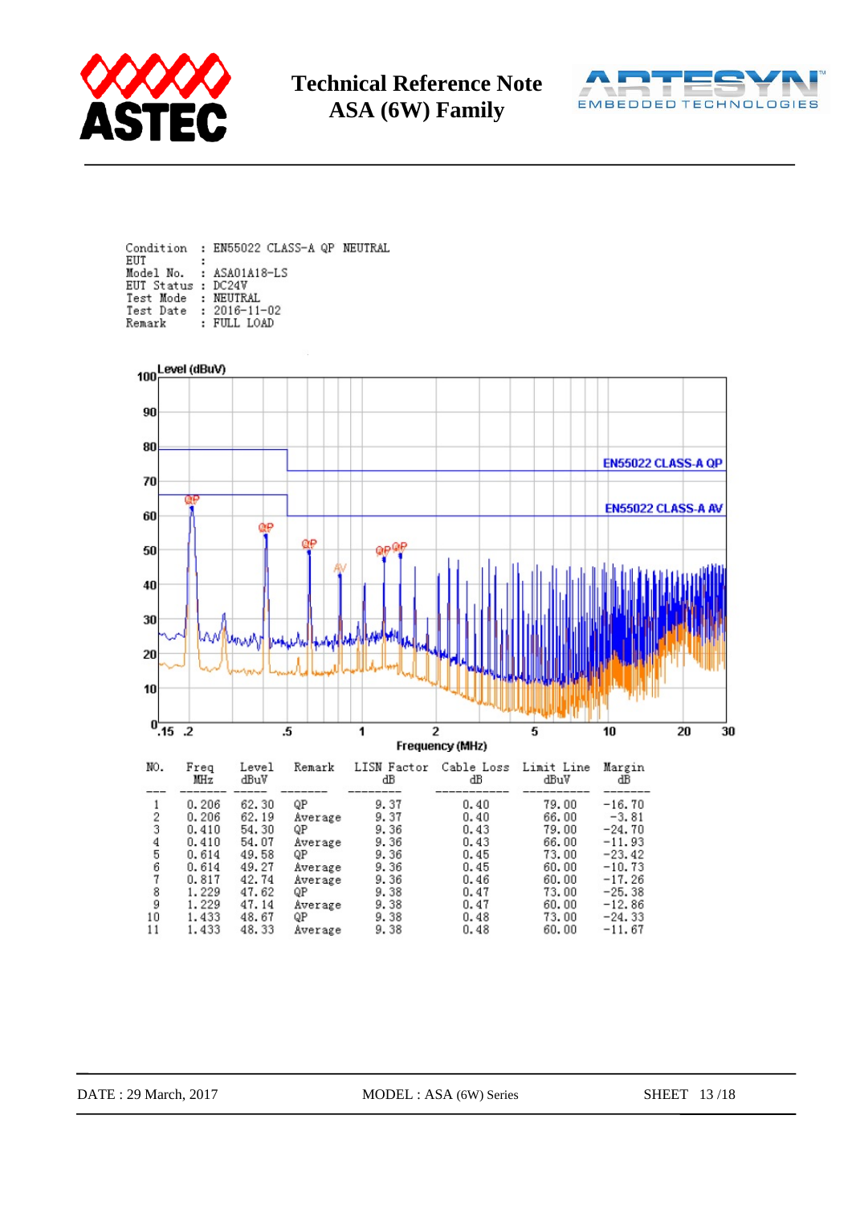Condition : EN55022 CLASS-A QP NEUTRAL
EUT :
Model No. : ASA01A18-LS
EUT Status : DC24V
Test Mode : NEUTRAL
Test Date : 2016-11-02
Remark : FULL LOAD

| NO. | Freq MHz | Level dBuV | Remark | LISN Factor dB | Cable Loss dB | Limit Line dBuV | Margin dB |
|---|---|---|---|---|---|---|---|
| 1 | 0.206 | 62.30 | QP | 9.37 | 0.40 | 79.00 | -16.70 |
| 2 | 0.206 | 62.19 | Average | 9.37 | 0.40 | 66.00 | -3.81 |
| 3 | 0.410 | 54.30 | QP | 9.36 | 0.43 | 79.00 | -24.70 |
| 4 | 0.410 | 54.07 | Average | 9.36 | 0.43 | 66.00 | -11.93 |
| 5 | 0.614 | 49.58 | QP | 9.36 | 0.45 | 73.00 | -23.42 |
| 6 | 0.614 | 49.27 | Average | 9.36 | 0.45 | 60.00 | -10.73 |
| 7 | 0.817 | 42.74 | Average | 9.36 | 0.46 | 60.00 | -17.26 |
| 8 | 1.229 | 47.62 | QP | 9.38 | 0.47 | 73.00 | -25.38 |
| 9 | 1.229 | 47.14 | Average | 9.38 | 0.47 | 60.00 | -12.86 |
| 10 | 1.433 | 48.67 | QP | 9.38 | 0.48 | 73.00 | -24.33 |
| 11 | 1.433 | 48.33 | Average | 9.38 | 0.48 | 60.00 | -11.67 |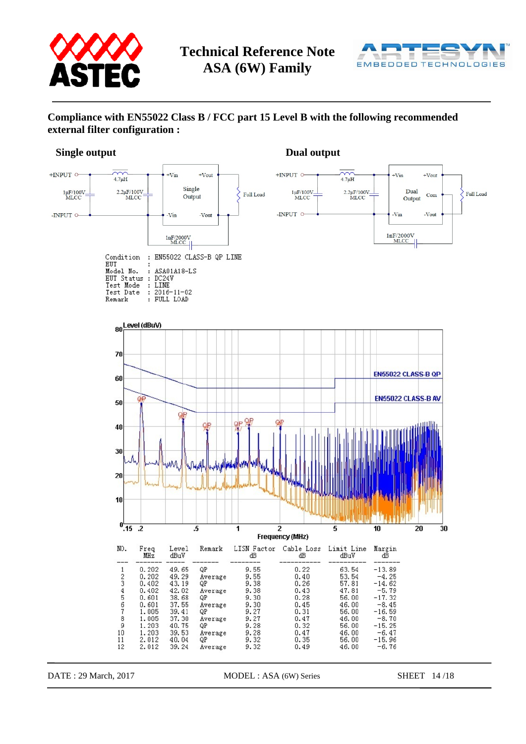## Compliance with EN55022 Class B / FCC part 15 Level B with the following recommended external filter configuration :

### Single output

### Dual output

```
Condition   : EN55022 CLASS-B QP LINE
EUT         :
Model No.   : ASA01A18-LS
EUT Status  : DC24V
Test Mode   : LINE
Test Date   : 2016-11-02
Remark      : FULL LOAD
```

| NO. | Freq MHz | Level dBuV | Remark | LISN Factor dB | Cable Loss dB | Limit Line dBuV | Margin dB |
|---|---|---|---|---|---|---|---|
| 1 | 0.202 | 49.65 | QP | 9.55 | 0.22 | 63.54 | -13.89 |
| 2 | 0.202 | 49.29 | Average | 9.55 | 0.40 | 53.54 | -4.25 |
| 3 | 0.402 | 43.19 | QP | 9.38 | 0.26 | 57.81 | -14.62 |
| 4 | 0.402 | 42.02 | Average | 9.38 | 0.43 | 47.81 | -5.79 |
| 5 | 0.601 | 38.68 | QP | 9.30 | 0.28 | 56.00 | -17.32 |
| 6 | 0.601 | 37.55 | Average | 9.30 | 0.45 | 46.00 | -8.45 |
| 7 | 1.005 | 39.41 | QP | 9.27 | 0.31 | 56.00 | -16.59 |
| 8 | 1.005 | 37.30 | Average | 9.27 | 0.47 | 46.00 | -8.70 |
| 9 | 1.203 | 40.75 | QP | 9.28 | 0.32 | 56.00 | -15.25 |
| 10 | 1.203 | 39.53 | Average | 9.28 | 0.47 | 46.00 | -6.47 |
| 11 | 2.012 | 40.04 | QP | 9.32 | 0.35 | 56.00 | -15.96 |
| 12 | 2.012 | 39.24 | Average | 9.32 | 0.49 | 46.00 | -6.76 |

DATE : 29 March, 2017　　MODEL : ASA (6W) Series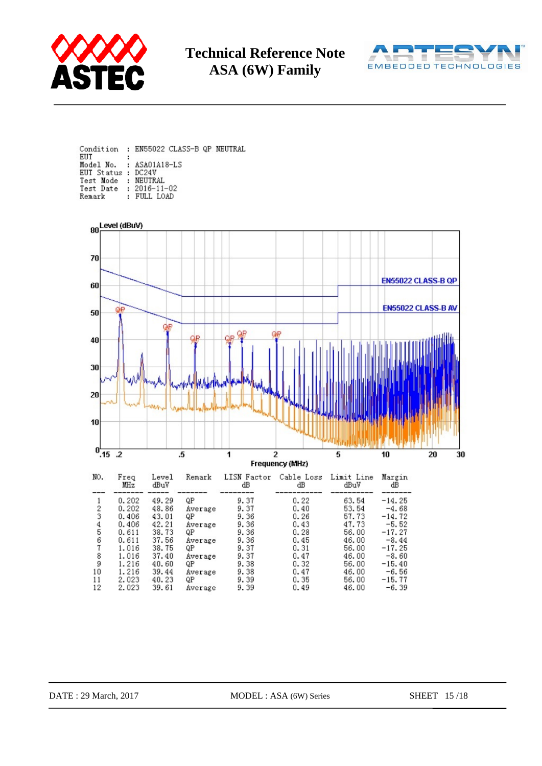Condition : EN55022 CLASS-B QP NEUTRAL
EUT :
Model No. : ASA01A18-LS
EUT Status : DC24V
Test Mode : NEUTRAL
Test Date : 2016-11-02
Remark : FULL LOAD

| NO. | Freq MHz | Level dBuV | Remark | LISN Factor dB | Cable Loss dB | Limit Line dBuV | Margin dB |
|---|---|---|---|---|---|---|---|
| 1 | 0.202 | 49.29 | QP | 9.37 | 0.22 | 63.54 | -14.25 |
| 2 | 0.202 | 48.86 | Average | 9.37 | 0.40 | 53.54 | -4.68 |
| 3 | 0.406 | 43.01 | QP | 9.36 | 0.26 | 57.73 | -14.72 |
| 4 | 0.406 | 42.21 | Average | 9.36 | 0.43 | 47.73 | -5.52 |
| 5 | 0.611 | 38.73 | QP | 9.36 | 0.28 | 56.00 | -17.27 |
| 6 | 0.611 | 37.56 | Average | 9.36 | 0.45 | 46.00 | -8.44 |
| 7 | 1.016 | 38.75 | QP | 9.37 | 0.31 | 56.00 | -17.25 |
| 8 | 1.016 | 37.40 | Average | 9.37 | 0.47 | 46.00 | -8.60 |
| 9 | 1.216 | 40.60 | QP | 9.38 | 0.32 | 56.00 | -15.40 |
| 10 | 1.216 | 39.44 | Average | 9.38 | 0.47 | 46.00 | -6.56 |
| 11 | 2.023 | 40.23 | QP | 9.39 | 0.35 | 56.00 | -15.77 |
| 12 | 2.023 | 39.61 | Average | 9.39 | 0.49 | 46.00 | -6.39 |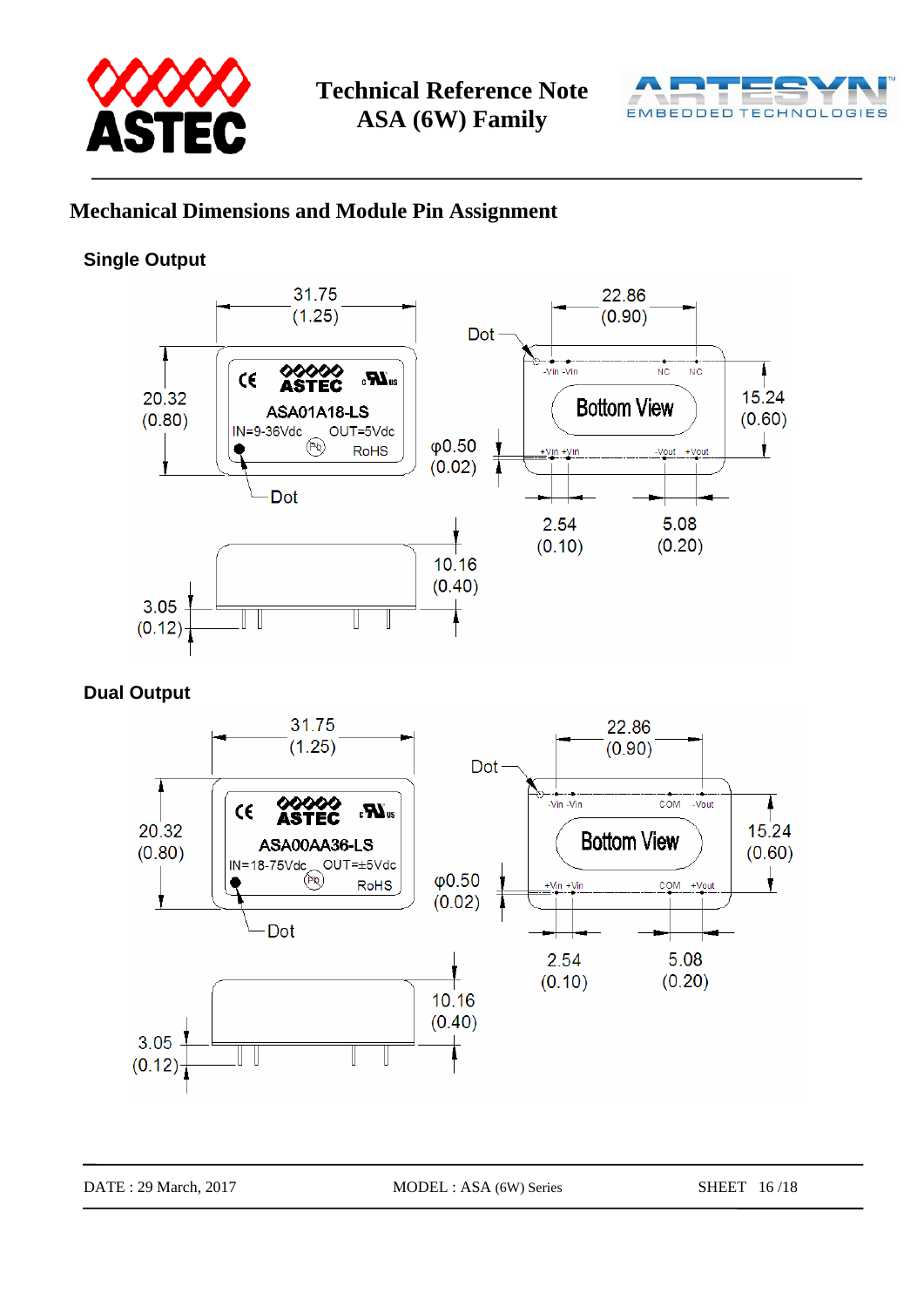## Mechanical Dimensions and Module Pin Assignment

### Single Output

31.75
(1.25)

22.86
(0.90)

Dot

20.32
(0.80)

ASA01A18-LS
IN=9-36Vdc OUT=5Vdc
RoHS

-Vin -Vin NC NC

Bottom View

+Vin +Vin -Vout +Vout

15.24
(0.60)

φ0.50
(0.02)

Dot

2.54
(0.10)

5.08
(0.20)

10.16
(0.40)

3.05
(0.12)

### Dual Output

31.75
(1.25)

22.86
(0.90)

Dot

20.32
(0.80)

ASA00AA36-LS
IN=18-75Vdc OUT=±5Vdc
RoHS

-Vin -Vin COM -Vout

Bottom View

+Vin +Vin COM +Vout

15.24
(0.60)

φ0.50
(0.02)

Dot

2.54
(0.10)

5.08
(0.20)

10.16
(0.40)

3.05
(0.12)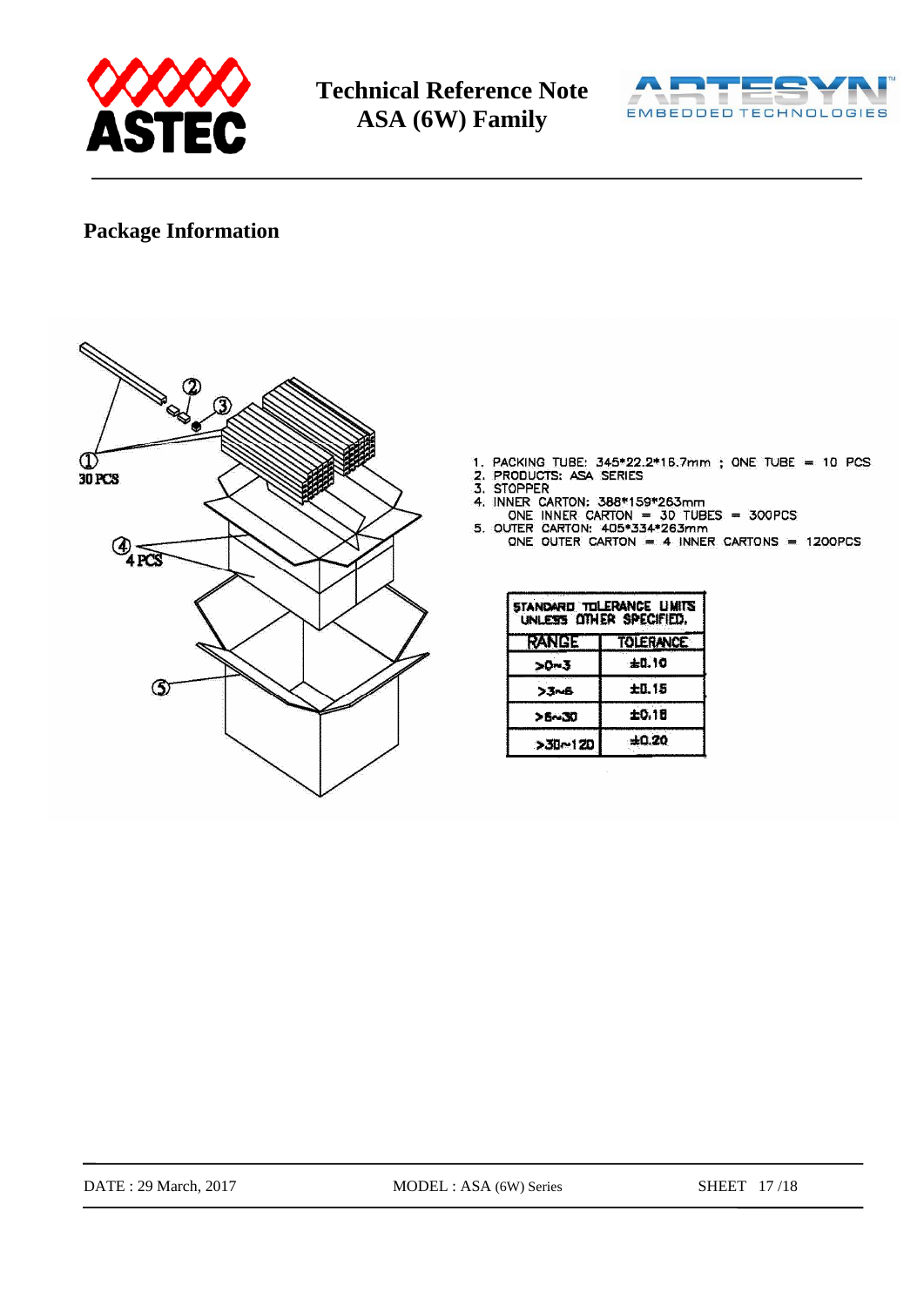## Package Information

30 PCS

4 PCS

1. PACKING TUBE: 345*22.2*16.7mm ; ONE TUBE = 10 PCS
2. PRODUCTS: ASA SERIES
3. STOPPER
4. INNER CARTON: 388*159*263mm
   ONE INNER CARTON = 30 TUBES = 300PCS
5. OUTER CARTON: 405*334*263mm
   ONE OUTER CARTON = 4 INNER CARTONS = 1200PCS

| STANDARD TOLERANCE LIMITS UNLESS OTHER SPECIFIED. | |
|---|---|
| RANGE | TOLERANCE |
| >0~3 | ±0.10 |
| >3~6 | ±0.15 |
| >6~30 | ±0.18 |
| >30~120 | ±0.20 |

DATE : 29 March, 2017 MODEL : ASA (6W) Series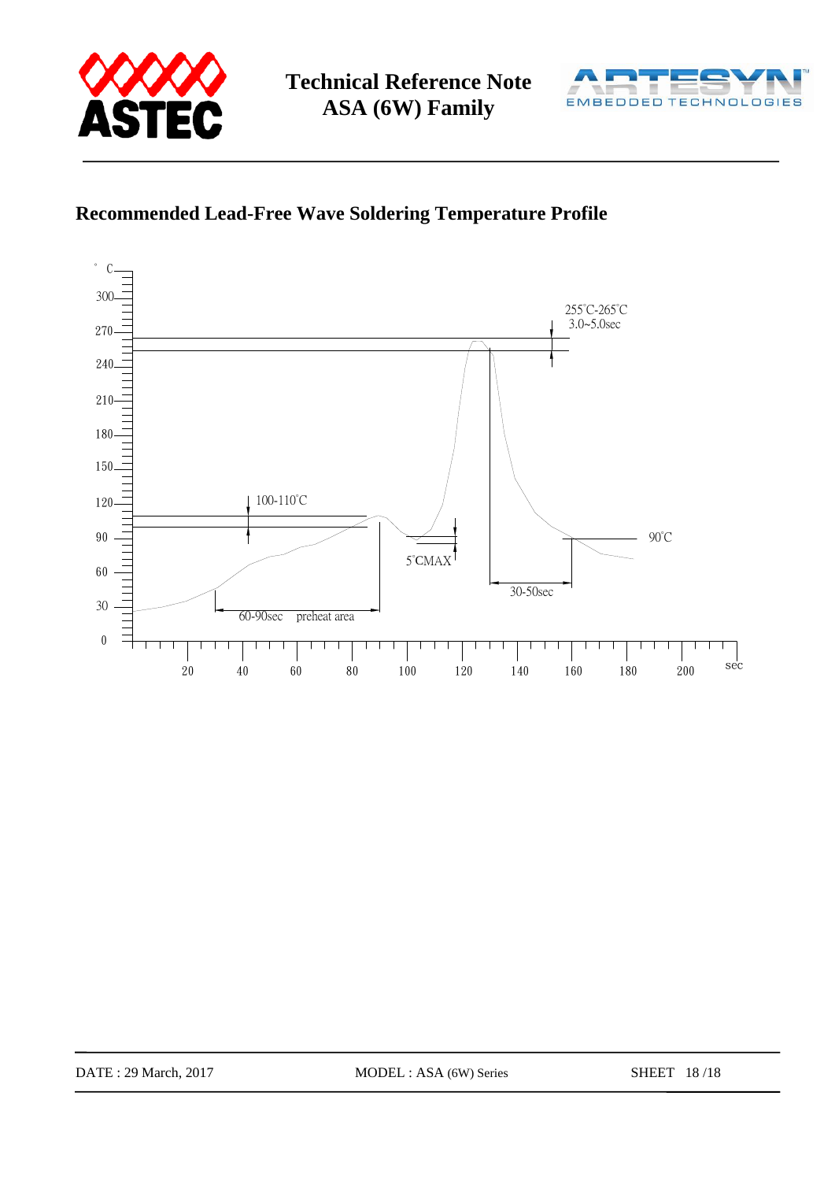## Recommended Lead-Free Wave Soldering Temperature Profile

° C

300
270
240
210
180
150
120
90
60
30
0

20 40 60 80 100 120 140 160 180 200 sec

255°C-265°C
3.0~5.0sec

100-110°C

5°CMAX

90°C

30-50sec

60-90sec preheat area